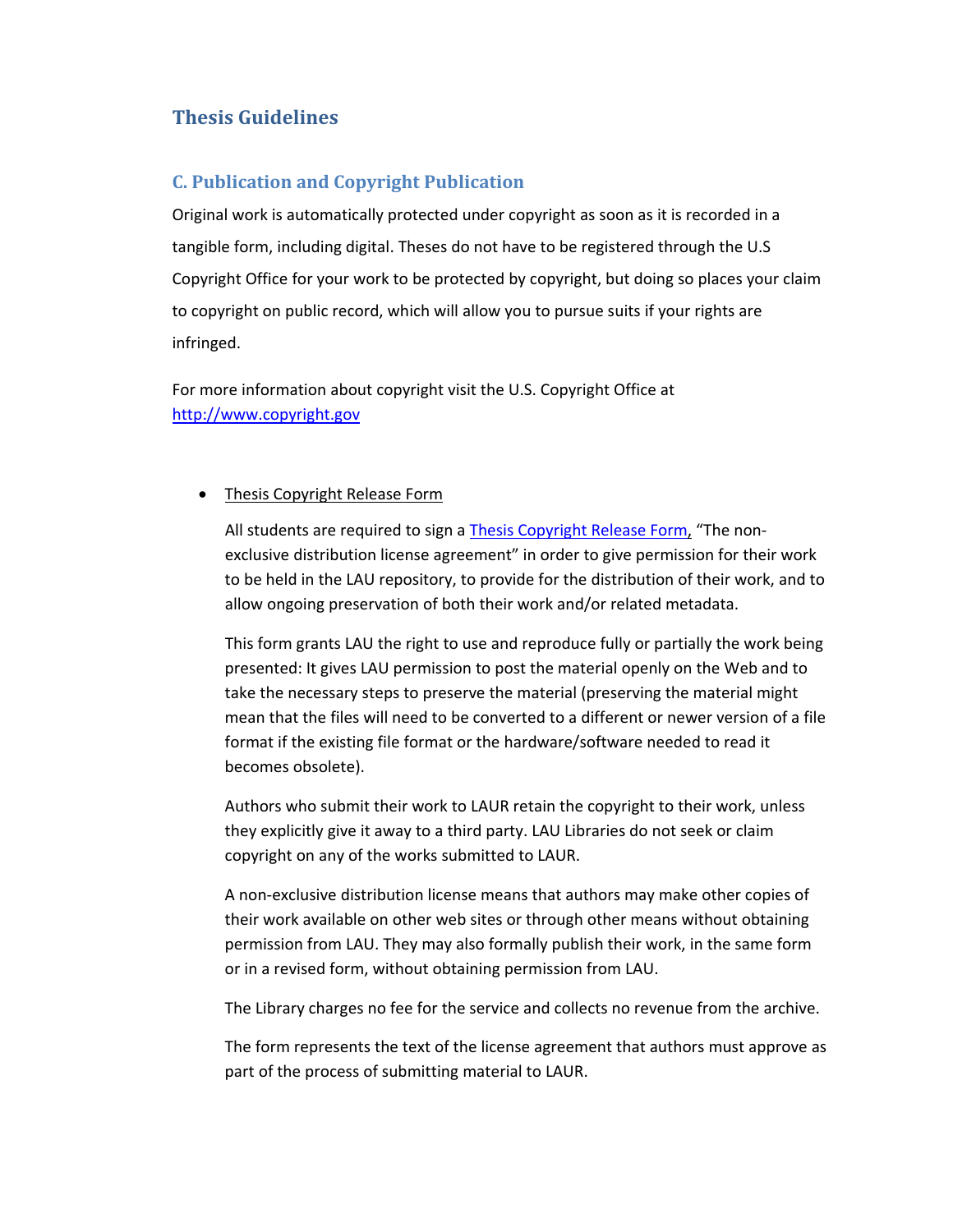# Thesis Guidelines

## C. Publication and Copyright Publication

Original work is automatically protected under copyright as soon as it is recorded in a tangible form, including digital. Theses do not have to be registered through the U.S Copyright Office for your work to be protected by copyright, but doing so places your claim to copyright on public record, which will allow you to pursue suits if your rights are infringed.

For more information about copyright visit the U.S. Copyright Office at http://www.copyright.gov

- Thesis Copyright Release Form

  All students are required to sign a Thesis Copyright Release Form, "The non-exclusive distribution license agreement" in order to give permission for their work to be held in the LAU repository, to provide for the distribution of their work, and to allow ongoing preservation of both their work and/or related metadata.

  This form grants LAU the right to use and reproduce fully or partially the work being presented: It gives LAU permission to post the material openly on the Web and to take the necessary steps to preserve the material (preserving the material might mean that the files will need to be converted to a different or newer version of a file format if the existing file format or the hardware/software needed to read it becomes obsolete).

  Authors who submit their work to LAUR retain the copyright to their work, unless they explicitly give it away to a third party. LAU Libraries do not seek or claim copyright on any of the works submitted to LAUR.

  A non-exclusive distribution license means that authors may make other copies of their work available on other web sites or through other means without obtaining permission from LAU. They may also formally publish their work, in the same form or in a revised form, without obtaining permission from LAU.

  The Library charges no fee for the service and collects no revenue from the archive.

  The form represents the text of the license agreement that authors must approve as part of the process of submitting material to LAUR.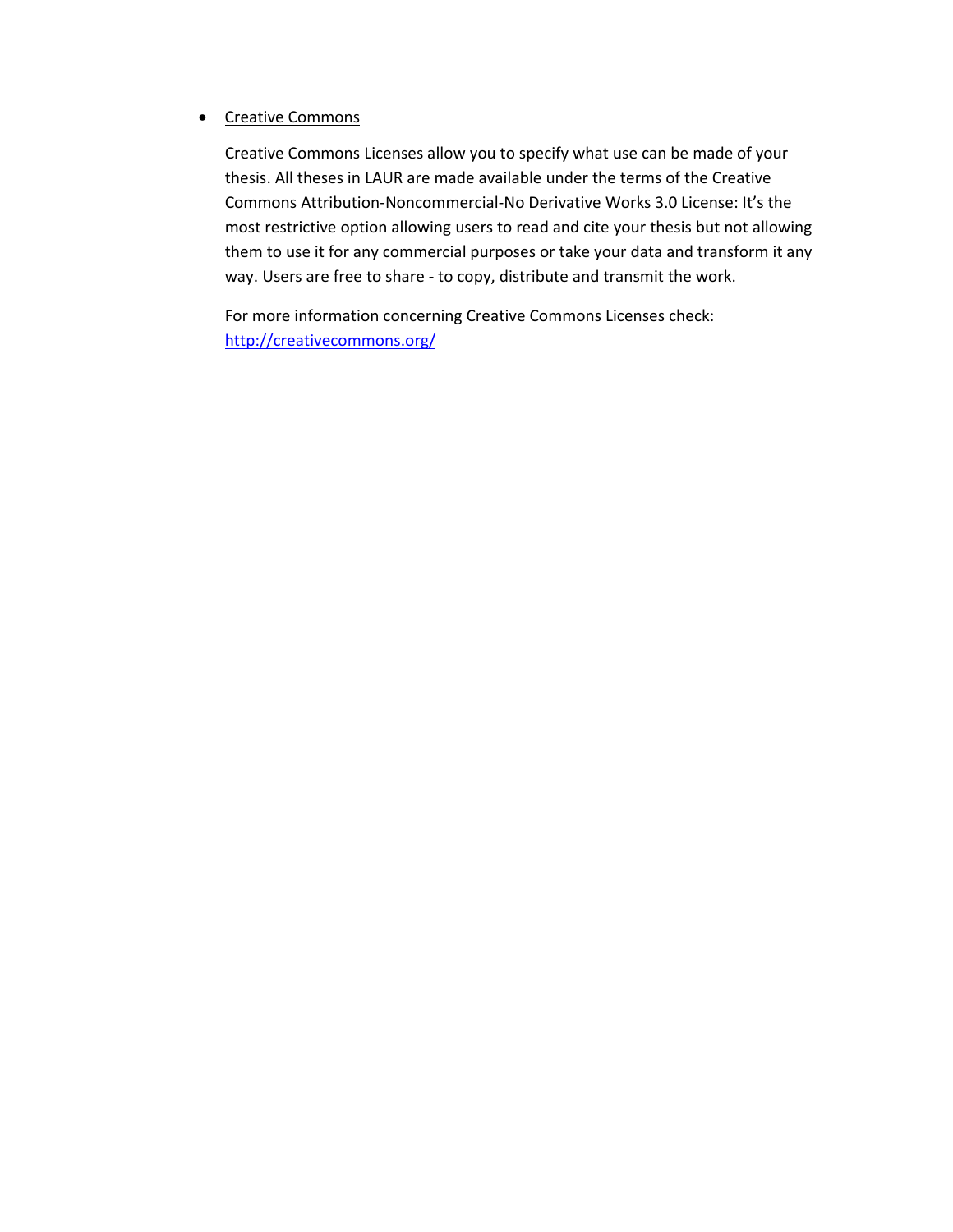- Creative Commons

  Creative Commons Licenses allow you to specify what use can be made of your thesis. All theses in LAUR are made available under the terms of the Creative Commons Attribution-Noncommercial-No Derivative Works 3.0 License: It's the most restrictive option allowing users to read and cite your thesis but not allowing them to use it for any commercial purposes or take your data and transform it any way. Users are free to share - to copy, distribute and transmit the work.

  For more information concerning Creative Commons Licenses check: http://creativecommons.org/